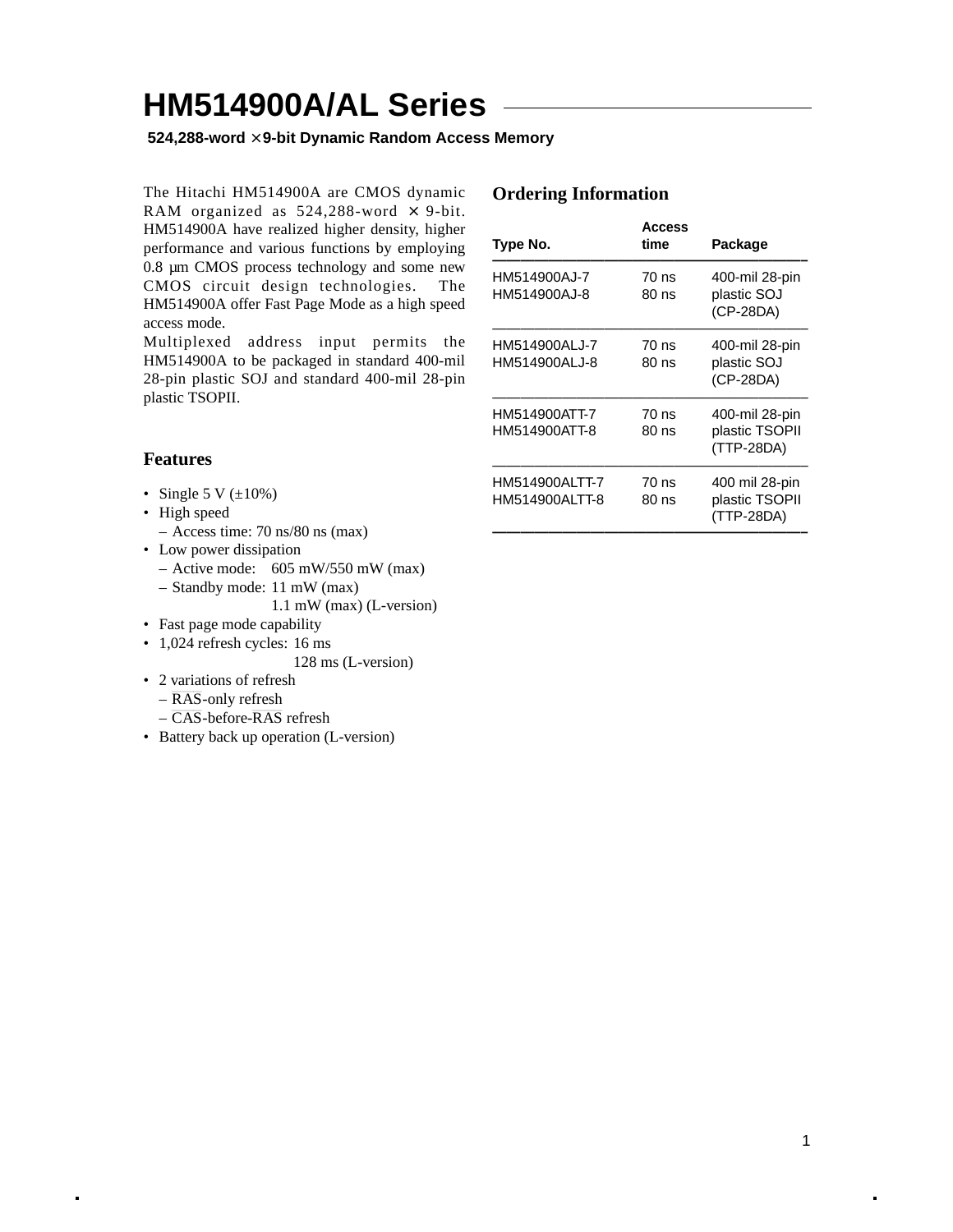# HM514900A/AL Series

**524,288-word × 9-bit Dynamic Random Access Memory**

The Hitachi HM514900A are CMOS dynamic RAM organized as 524,288-word × 9-bit. HM514900A have realized higher density, higher performance and various functions by employing 0.8 µm CMOS process technology and some new CMOS circuit design technologies. The HM514900A offer Fast Page Mode as a high speed access mode.

Multiplexed address input permits the HM514900A to be packaged in standard 400-mil 28-pin plastic SOJ and standard 400-mil 28-pin plastic TSOPII.

## Features

- Single 5 V (±10%)
- High speed
  - Access time: 70 ns/80 ns (max)
- Low power dissipation
  - Active mode: 605 mW/550 mW (max)
  - Standby mode: 11 mW (max)
    1.1 mW (max) (L-version)
- Fast page mode capability
- 1,024 refresh cycles: 16 ms
  128 ms (L-version)
- 2 variations of refresh
  - $\overline{RAS}$-only refresh
  - $\overline{CAS}$-before-$\overline{RAS}$ refresh
- Battery back up operation (L-version)

## Ordering Information

| Type No. | Access time | Package |
|---|---|---|
| HM514900AJ-7<br>HM514900AJ-8 | 70 ns<br>80 ns | 400-mil 28-pin plastic SOJ (CP-28DA) |
| HM514900ALJ-7<br>HM514900ALJ-8 | 70 ns<br>80 ns | 400-mil 28-pin plastic SOJ (CP-28DA) |
| HM514900ATT-7<br>HM514900ATT-8 | 70 ns<br>80 ns | 400-mil 28-pin plastic TSOPII (TTP-28DA) |
| HM514900ALTT-7<br>HM514900ALTT-8 | 70 ns<br>80 ns | 400 mil 28-pin plastic TSOPII (TTP-28DA) |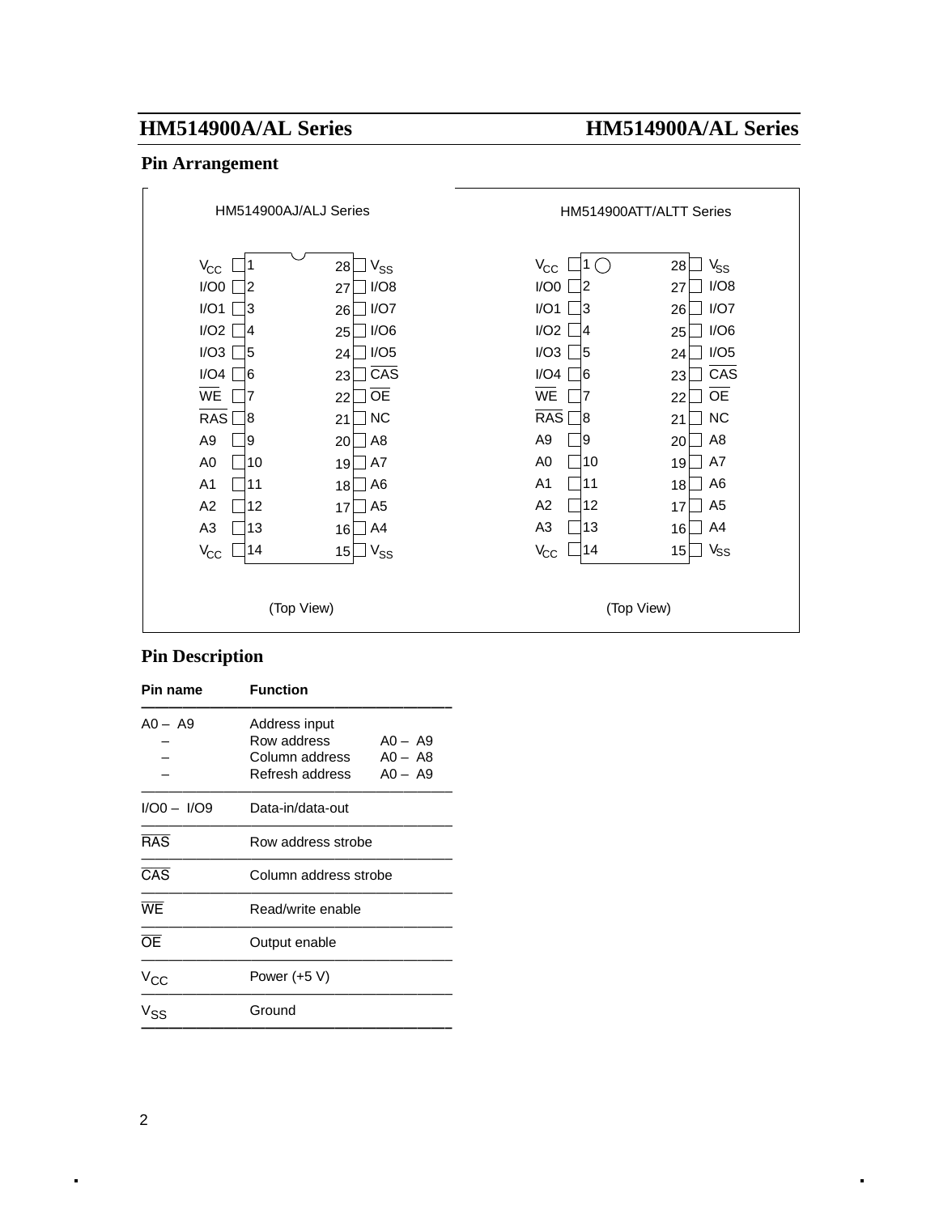## Pin Arrangement

HM514900AJ/ALJ Series

| Pin name | Pin | | Pin | Pin name |
|---|---|---|---|---|
| $V_{CC}$ | 1 | | 28 | $V_{SS}$ |
| I/O0 | 2 | | 27 | I/O8 |
| I/O1 | 3 | | 26 | I/O7 |
| I/O2 | 4 | | 25 | I/O6 |
| I/O3 | 5 | | 24 | I/O5 |
| I/O4 | 6 | | 23 | $\overline{CAS}$ |
| $\overline{WE}$ | 7 | | 22 | $\overline{OE}$ |
| $\overline{RAS}$ | 8 | | 21 | NC |
| A9 | 9 | | 20 | A8 |
| A0 | 10 | | 19 | A7 |
| A1 | 11 | | 18 | A6 |
| A2 | 12 | | 17 | A5 |
| A3 | 13 | | 16 | A4 |
| $V_{CC}$ | 14 | | 15 | $V_{SS}$ |

(Top View)

HM514900ATT/ALTT Series

| Pin name | Pin | | Pin | Pin name |
|---|---|---|---|---|
| $V_{CC}$ | 1 | | 28 | $V_{SS}$ |
| I/O0 | 2 | | 27 | I/O8 |
| I/O1 | 3 | | 26 | I/O7 |
| I/O2 | 4 | | 25 | I/O6 |
| I/O3 | 5 | | 24 | I/O5 |
| I/O4 | 6 | | 23 | $\overline{CAS}$ |
| $\overline{WE}$ | 7 | | 22 | $\overline{OE}$ |
| $\overline{RAS}$ | 8 | | 21 | NC |
| A9 | 9 | | 20 | A8 |
| A0 | 10 | | 19 | A7 |
| A1 | 11 | | 18 | A6 |
| A2 | 12 | | 17 | A5 |
| A3 | 13 | | 16 | A4 |
| $V_{CC}$ | 14 | | 15 | $V_{SS}$ |

(Top View)

## Pin Description

| Pin name | Function | |
|---|---|---|
| A0 – A9 | Address input | |
| – | Row address | A0 – A9 |
| – | Column address | A0 – A8 |
| – | Refresh address | A0 – A9 |
| I/O0 – I/O9 | Data-in/data-out | |
| $\overline{RAS}$ | Row address strobe | |
| $\overline{CAS}$ | Column address strobe | |
| $\overline{WE}$ | Read/write enable | |
| $\overline{OE}$ | Output enable | |
| $V_{CC}$ | Power (+5 V) | |
| $V_{SS}$ | Ground | |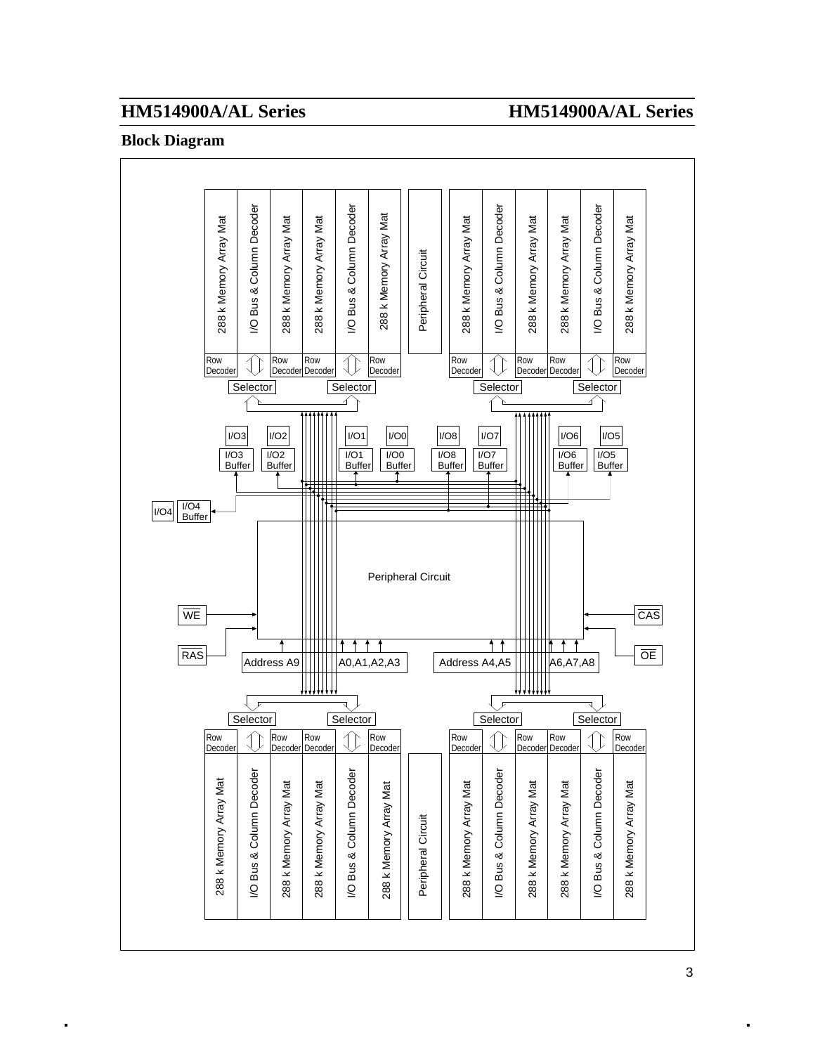## Block Diagram

288 k Memory Array Mat | I/O Bus & Column Decoder | 288 k Memory Array Mat | 288 k Memory Array Mat | I/O Bus & Column Decoder | 288 k Memory Array Mat | Peripheral Circuit | 288 k Memory Array Mat | I/O Bus & Column Decoder | 288 k Memory Array Mat | 288 k Memory Array Mat | I/O Bus & Column Decoder | 288 k Memory Array Mat

Row Decoder | Row Decoder | Row Decoder | Row Decoder | Row Decoder | Row Decoder | Row Decoder | Row Decoder

Selector | Selector | Selector | Selector

I/O3 | I/O2 | I/O1 | I/O0 | I/O8 | I/O7 | I/O6 | I/O5

I/O3 Buffer | I/O2 Buffer | I/O1 Buffer | I/O0 Buffer | I/O8 Buffer | I/O7 Buffer | I/O6 Buffer | I/O5 Buffer

I/O4 | I/O4 Buffer

Peripheral Circuit

$\overline{WE}$ | $\overline{CAS}$

$\overline{RAS}$ | $\overline{OE}$

Address A9 | A0,A1,A2,A3 | Address A4,A5 | A6,A7,A8

Selector | Selector | Selector | Selector

Row Decoder | Row Decoder | Row Decoder | Row Decoder | Row Decoder | Row Decoder | Row Decoder | Row Decoder

288 k Memory Array Mat | I/O Bus & Column Decoder | 288 k Memory Array Mat | 288 k Memory Array Mat | I/O Bus & Column Decoder | 288 k Memory Array Mat | Peripheral Circuit | 288 k Memory Array Mat | I/O Bus & Column Decoder | 288 k Memory Array Mat | 288 k Memory Array Mat | I/O Bus & Column Decoder | 288 k Memory Array Mat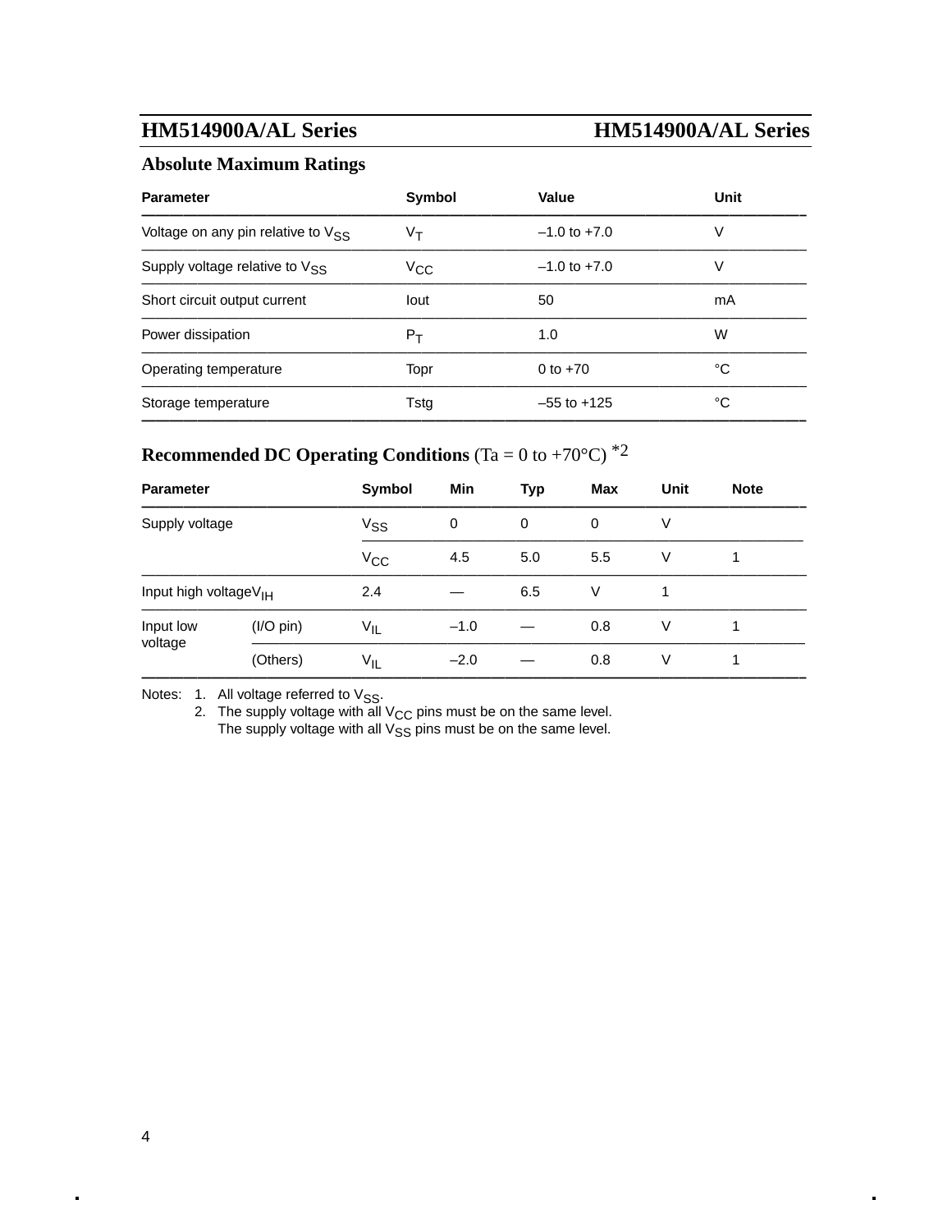## Absolute Maximum Ratings

| Parameter | Symbol | Value | Unit |
|---|---|---|---|
| Voltage on any pin relative to $V_{SS}$ | $V_T$ | –1.0 to +7.0 | V |
| Supply voltage relative to $V_{SS}$ | $V_{CC}$ | –1.0 to +7.0 | V |
| Short circuit output current | Iout | 50 | mA |
| Power dissipation | $P_T$ | 1.0 | W |
| Operating temperature | Topr | 0 to +70 | °C |
| Storage temperature | Tstg | –55 to +125 | °C |

## Recommended DC Operating Conditions (Ta = 0 to +70°C) *2

| Parameter | | Symbol | Min | Typ | Max | Unit | Note |
|---|---|---|---|---|---|---|---|
| Supply voltage | | $V_{SS}$ | 0 | 0 | 0 | V | |
| | | $V_{CC}$ | 4.5 | 5.0 | 5.5 | V | 1 |
| Input high voltage | | $V_{IH}$ | 2.4 | — | 6.5 | V | 1 |
| Input low voltage | (I/O pin) | $V_{IL}$ | –1.0 | — | 0.8 | V | 1 |
| | (Others) | $V_{IL}$ | –2.0 | — | 0.8 | V | 1 |

Notes: 1. All voltage referred to $V_{SS}$.
2. The supply voltage with all $V_{CC}$ pins must be on the same level.
The supply voltage with all $V_{SS}$ pins must be on the same level.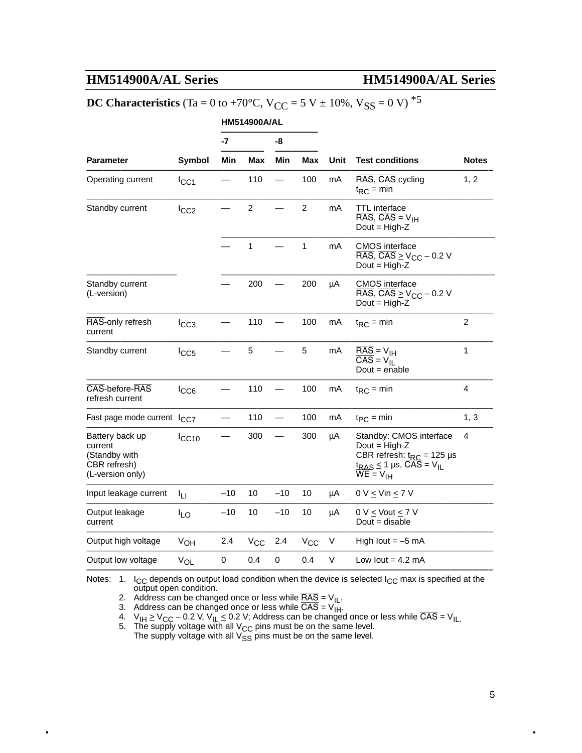**DC Characteristics** (Ta = 0 to +70°C, $V_{CC}$ = 5 V ± 10%, $V_{SS}$ = 0 V) *5

| | | HM514900A/AL | | | | | | |
|---|---|---|---|---|---|---|---|---|
| | | -7 | | -8 | | | | |
| Parameter | Symbol | Min | Max | Min | Max | Unit | Test conditions | Notes |
| Operating current | $I_{CC1}$ | — | 110 | — | 100 | mA | $\overline{RAS}$, $\overline{CAS}$ cycling<br>$t_{RC}$ = min | 1, 2 |
| Standby current | $I_{CC2}$ | — | 2 | — | 2 | mA | TTL interface<br>$\overline{RAS}$, $\overline{CAS}$ = $V_{IH}$<br>Dout = High-Z | |
| | | — | 1 | — | 1 | mA | CMOS interface<br>$\overline{RAS}$, $\overline{CAS}$ ≥ $V_{CC}$ – 0.2 V<br>Dout = High-Z | |
| Standby current (L-version) | | — | 200 | — | 200 | µA | CMOS interface<br>$\overline{RAS}$, $\overline{CAS}$ ≥ $V_{CC}$ – 0.2 V<br>Dout = High-Z | |
| $\overline{RAS}$-only refresh current | $I_{CC3}$ | — | 110 | — | 100 | mA | $t_{RC}$ = min | 2 |
| Standby current | $I_{CC5}$ | — | 5 | — | 5 | mA | $\overline{RAS}$ = $V_{IH}$<br>$\overline{CAS}$ = $V_{IL}$<br>Dout = enable | 1 |
| $\overline{CAS}$-before-$\overline{RAS}$ refresh current | $I_{CC6}$ | — | 110 | — | 100 | mA | $t_{RC}$ = min | 4 |
| Fast page mode current | $I_{CC7}$ | — | 110 | — | 100 | mA | $t_{PC}$ = min | 1, 3 |
| Battery back up current (Standby with CBR refresh) (L-version only) | $I_{CC10}$ | — | 300 | — | 300 | µA | Standby: CMOS interface<br>Dout = High-Z<br>CBR refresh: $t_{RC}$ = 125 µs<br>$t_{RAS}$ ≤ 1 µs, $\overline{CAS}$ = $V_{IL}$<br>$\overline{WE}$ = $V_{IH}$ | 4 |
| Input leakage current | $I_{LI}$ | –10 | 10 | –10 | 10 | µA | 0 V ≤ Vin ≤ 7 V | |
| Output leakage current | $I_{LO}$ | –10 | 10 | –10 | 10 | µA | 0 V ≤ Vout ≤ 7 V<br>Dout = disable | |
| Output high voltage | $V_{OH}$ | 2.4 | $V_{CC}$ | 2.4 | $V_{CC}$ | V | High Iout = –5 mA | |
| Output low voltage | $V_{OL}$ | 0 | 0.4 | 0 | 0.4 | V | Low Iout = 4.2 mA | |

Notes:
1. $I_{CC}$ depends on output load condition when the device is selected $I_{CC}$ max is specified at the output open condition.
2. Address can be changed once or less while $\overline{RAS}$ = $V_{IL}$.
3. Address can be changed once or less while $\overline{CAS}$ = $V_{IH}$.
4. $V_{IH}$ ≥ $V_{CC}$ – 0.2 V, $V_{IL}$ ≤ 0.2 V; Address can be changed once or less while $\overline{CAS}$ = $V_{IL}$.
5. The supply voltage with all $V_{CC}$ pins must be on the same level.
   The supply voltage with all $V_{SS}$ pins must be on the same level.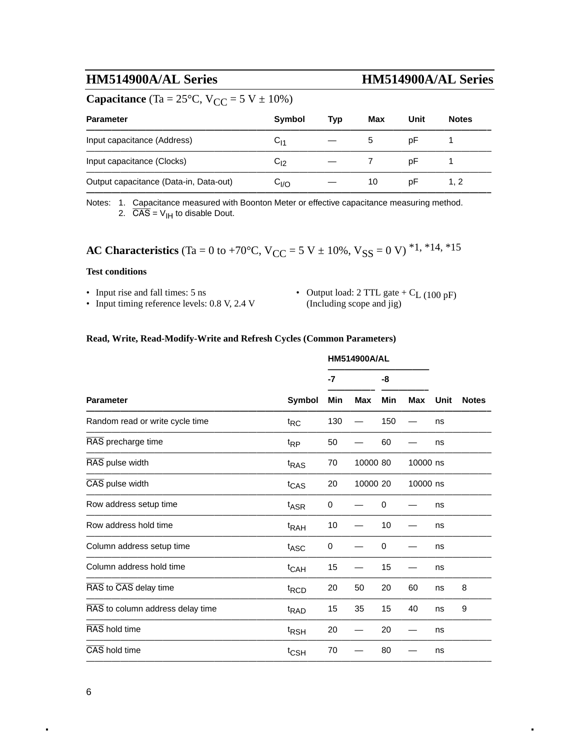**Capacitance** (Ta = 25°C, $V_{CC}$ = 5 V ± 10%)

| Parameter | Symbol | Typ | Max | Unit | Notes |
|---|---|---|---|---|---|
| Input capacitance (Address) | $C_{I1}$ | — | 5 | pF | 1 |
| Input capacitance (Clocks) | $C_{I2}$ | — | 7 | pF | 1 |
| Output capacitance (Data-in, Data-out) | $C_{I/O}$ | — | 10 | pF | 1, 2 |

Notes: 1. Capacitance measured with Boonton Meter or effective capacitance measuring method.
2. $\overline{CAS}$ = $V_{IH}$ to disable Dout.

## AC Characteristics (Ta = 0 to +70°C, $V_{CC}$ = 5 V ± 10%, $V_{SS}$ = 0 V) *1, *14, *15

**Test conditions**

- Input rise and fall times: 5 ns
- Input timing reference levels: 0.8 V, 2.4 V
- Output load: 2 TTL gate + $C_L$ (100 pF) (Including scope and jig)

**Read, Write, Read-Modify-Write and Refresh Cycles (Common Parameters)**

| | | HM514900A/AL | | | | | |
|---|---|---|---|---|---|---|---|
| | | -7 | | -8 | | | |
| Parameter | Symbol | Min | Max | Min | Max | Unit | Notes |
| Random read or write cycle time | $t_{RC}$ | 130 | — | 150 | — | ns | |
| $\overline{RAS}$ precharge time | $t_{RP}$ | 50 | — | 60 | — | ns | |
| $\overline{RAS}$ pulse width | $t_{RAS}$ | 70 | 10000 | 80 | 10000 | ns | |
| $\overline{CAS}$ pulse width | $t_{CAS}$ | 20 | 10000 | 20 | 10000 | ns | |
| Row address setup time | $t_{ASR}$ | 0 | — | 0 | — | ns | |
| Row address hold time | $t_{RAH}$ | 10 | — | 10 | — | ns | |
| Column address setup time | $t_{ASC}$ | 0 | — | 0 | — | ns | |
| Column address hold time | $t_{CAH}$ | 15 | — | 15 | — | ns | |
| $\overline{RAS}$ to $\overline{CAS}$ delay time | $t_{RCD}$ | 20 | 50 | 20 | 60 | ns | 8 |
| $\overline{RAS}$ to column address delay time | $t_{RAD}$ | 15 | 35 | 15 | 40 | ns | 9 |
| $\overline{RAS}$ hold time | $t_{RSH}$ | 20 | — | 20 | — | ns | |
| $\overline{CAS}$ hold time | $t_{CSH}$ | 70 | — | 80 | — | ns | |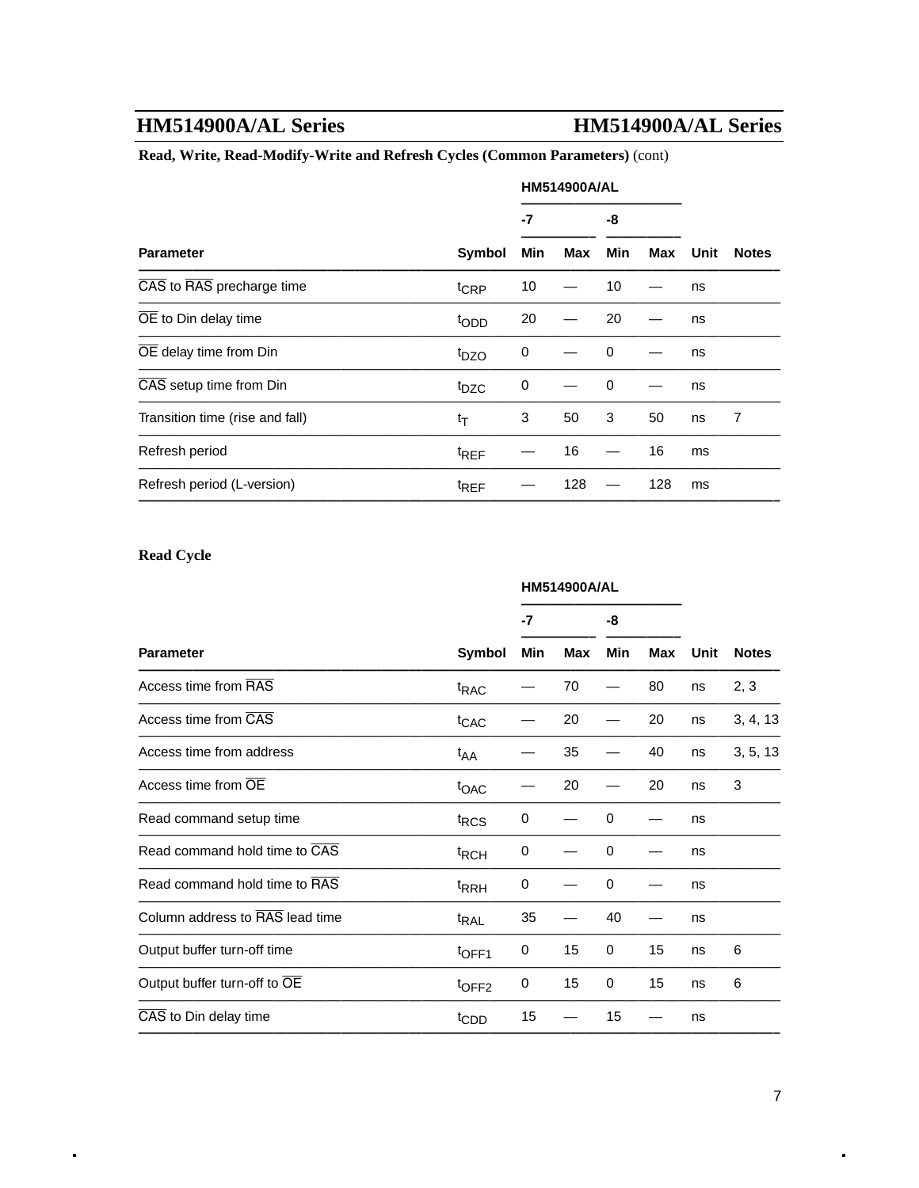**Read, Write, Read-Modify-Write and Refresh Cycles (Common Parameters)** (cont)

| | | HM514900A/AL | | | | | |
|---|---|---|---|---|---|---|---|
| | | -7 | | -8 | | | |
| **Parameter** | **Symbol** | **Min** | **Max** | **Min** | **Max** | **Unit** | **Notes** |
| $\overline{CAS}$ to $\overline{RAS}$ precharge time | $t_{CRP}$ | 10 | — | 10 | — | ns | |
| $\overline{OE}$ to Din delay time | $t_{ODD}$ | 20 | — | 20 | — | ns | |
| $\overline{OE}$ delay time from Din | $t_{DZO}$ | 0 | — | 0 | — | ns | |
| $\overline{CAS}$ setup time from Din | $t_{DZC}$ | 0 | — | 0 | — | ns | |
| Transition time (rise and fall) | $t_T$ | 3 | 50 | 3 | 50 | ns | 7 |
| Refresh period | $t_{REF}$ | — | 16 | — | 16 | ms | |
| Refresh period (L-version) | $t_{REF}$ | — | 128 | — | 128 | ms | |

**Read Cycle**

| | | HM514900A/AL | | | | | |
|---|---|---|---|---|---|---|---|
| | | -7 | | -8 | | | |
| **Parameter** | **Symbol** | **Min** | **Max** | **Min** | **Max** | **Unit** | **Notes** |
| Access time from $\overline{RAS}$ | $t_{RAC}$ | — | 70 | — | 80 | ns | 2, 3 |
| Access time from $\overline{CAS}$ | $t_{CAC}$ | — | 20 | — | 20 | ns | 3, 4, 13 |
| Access time from address | $t_{AA}$ | — | 35 | — | 40 | ns | 3, 5, 13 |
| Access time from $\overline{OE}$ | $t_{OAC}$ | — | 20 | — | 20 | ns | 3 |
| Read command setup time | $t_{RCS}$ | 0 | — | 0 | — | ns | |
| Read command hold time to $\overline{CAS}$ | $t_{RCH}$ | 0 | — | 0 | — | ns | |
| Read command hold time to $\overline{RAS}$ | $t_{RRH}$ | 0 | — | 0 | — | ns | |
| Column address to $\overline{RAS}$ lead time | $t_{RAL}$ | 35 | — | 40 | — | ns | |
| Output buffer turn-off time | $t_{OFF1}$ | 0 | 15 | 0 | 15 | ns | 6 |
| Output buffer turn-off to $\overline{OE}$ | $t_{OFF2}$ | 0 | 15 | 0 | 15 | ns | 6 |
| $\overline{CAS}$ to Din delay time | $t_{CDD}$ | 15 | — | 15 | — | ns | |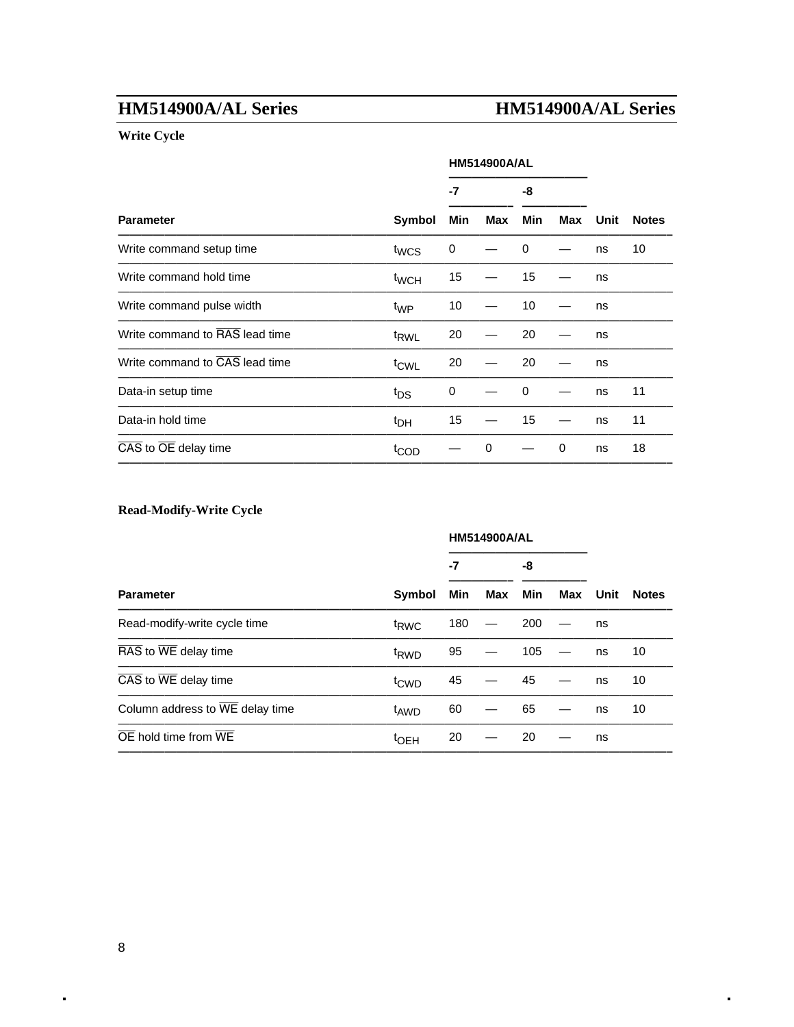### Write Cycle

| | | HM514900A/AL | | | | | |
|---|---|---|---|---|---|---|---|
| | | -7 | | -8 | | | |
| Parameter | Symbol | Min | Max | Min | Max | Unit | Notes |
| Write command setup time | $t_{WCS}$ | 0 | — | 0 | — | ns | 10 |
| Write command hold time | $t_{WCH}$ | 15 | — | 15 | — | ns | |
| Write command pulse width | $t_{WP}$ | 10 | — | 10 | — | ns | |
| Write command to $\overline{RAS}$ lead time | $t_{RWL}$ | 20 | — | 20 | — | ns | |
| Write command to $\overline{CAS}$ lead time | $t_{CWL}$ | 20 | — | 20 | — | ns | |
| Data-in setup time | $t_{DS}$ | 0 | — | 0 | — | ns | 11 |
| Data-in hold time | $t_{DH}$ | 15 | — | 15 | — | ns | 11 |
| $\overline{CAS}$ to $\overline{OE}$ delay time | $t_{COD}$ | — | 0 | — | 0 | ns | 18 |

### Read-Modify-Write Cycle

| | | HM514900A/AL | | | | | |
|---|---|---|---|---|---|---|---|
| | | -7 | | -8 | | | |
| Parameter | Symbol | Min | Max | Min | Max | Unit | Notes |
| Read-modify-write cycle time | $t_{RWC}$ | 180 | — | 200 | — | ns | |
| $\overline{RAS}$ to $\overline{WE}$ delay time | $t_{RWD}$ | 95 | — | 105 | — | ns | 10 |
| $\overline{CAS}$ to $\overline{WE}$ delay time | $t_{CWD}$ | 45 | — | 45 | — | ns | 10 |
| Column address to $\overline{WE}$ delay time | $t_{AWD}$ | 60 | — | 65 | — | ns | 10 |
| $\overline{OE}$ hold time from $\overline{WE}$ | $t_{OEH}$ | 20 | — | 20 | — | ns | |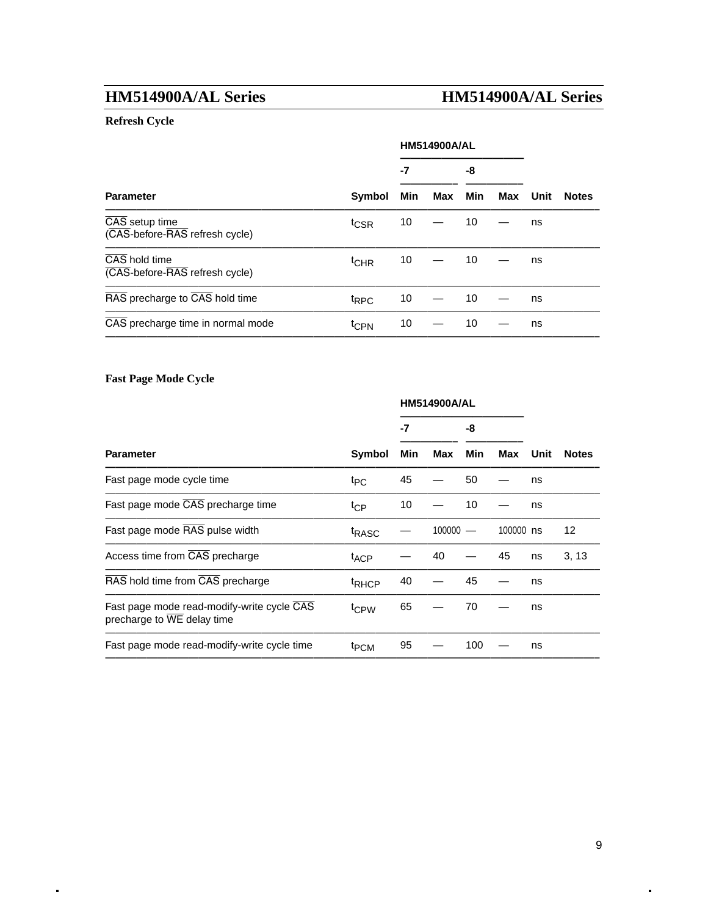## Refresh Cycle

| Parameter | Symbol | HM514900A/AL | | | | Unit | Notes |
|---|---|---|---|---|---|---|---|
| | | -7 | | -8 | | | |
| | | Min | Max | Min | Max | | |
| CAS setup time (CAS-before-RAS refresh cycle) | $t_{CSR}$ | 10 | — | 10 | — | ns | |
| CAS hold time (CAS-before-RAS refresh cycle) | $t_{CHR}$ | 10 | — | 10 | — | ns | |
| RAS precharge to CAS hold time | $t_{RPC}$ | 10 | — | 10 | — | ns | |
| CAS precharge time in normal mode | $t_{CPN}$ | 10 | — | 10 | — | ns | |

## Fast Page Mode Cycle

| Parameter | Symbol | HM514900A/AL | | | | Unit | Notes |
|---|---|---|---|---|---|---|---|
| | | -7 | | -8 | | | |
| | | Min | Max | Min | Max | | |
| Fast page mode cycle time | $t_{PC}$ | 45 | — | 50 | — | ns | |
| Fast page mode CAS precharge time | $t_{CP}$ | 10 | — | 10 | — | ns | |
| Fast page mode RAS pulse width | $t_{RASC}$ | — | 100000 | — | 100000 | ns | 12 |
| Access time from CAS precharge | $t_{ACP}$ | — | 40 | — | 45 | ns | 3, 13 |
| RAS hold time from CAS precharge | $t_{RHCP}$ | 40 | — | 45 | — | ns | |
| Fast page mode read-modify-write cycle CAS precharge to WE delay time | $t_{CPW}$ | 65 | — | 70 | — | ns | |
| Fast page mode read-modify-write cycle time | $t_{PCM}$ | 95 | — | 100 | — | ns | |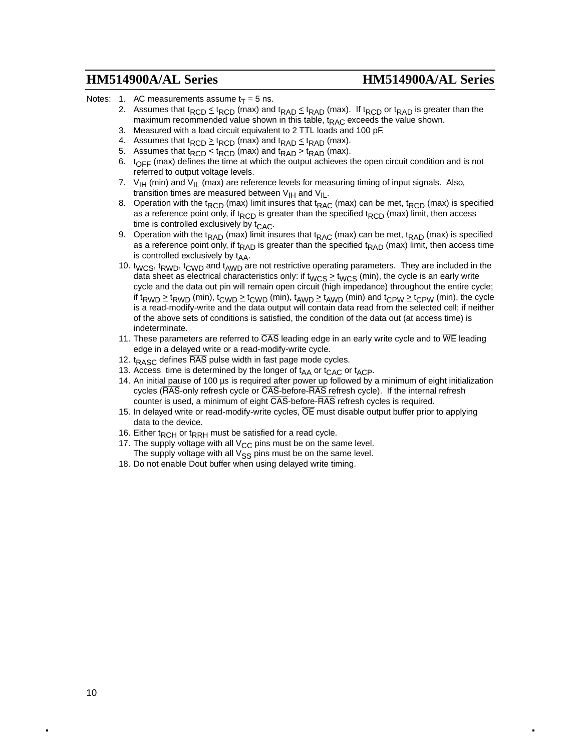Notes: 

1. AC measurements assume $t_T$ = 5 ns.
2. Assumes that $t_{RCD} \leq t_{RCD}$ (max) and $t_{RAD} \leq t_{RAD}$ (max). If $t_{RCD}$ or $t_{RAD}$ is greater than the maximum recommended value shown in this table, $t_{RAC}$ exceeds the value shown.
3. Measured with a load circuit equivalent to 2 TTL loads and 100 pF.
4. Assumes that $t_{RCD} \geq t_{RCD}$ (max) and $t_{RAD} \leq t_{RAD}$ (max).
5. Assumes that $t_{RCD} \leq t_{RCD}$ (max) and $t_{RAD} \geq t_{RAD}$ (max).
6. $t_{OFF}$ (max) defines the time at which the output achieves the open circuit condition and is not referred to output voltage levels.
7. $V_{IH}$ (min) and $V_{IL}$ (max) are reference levels for measuring timing of input signals. Also, transition times are measured between $V_{IH}$ and $V_{IL}$.
8. Operation with the $t_{RCD}$ (max) limit insures that $t_{RAC}$ (max) can be met, $t_{RCD}$ (max) is specified as a reference point only, if $t_{RCD}$ is greater than the specified $t_{RCD}$ (max) limit, then access time is controlled exclusively by $t_{CAC}$.
9. Operation with the $t_{RAD}$ (max) limit insures that $t_{RAC}$ (max) can be met, $t_{RAD}$ (max) is specified as a reference point only, if $t_{RAD}$ is greater than the specified $t_{RAD}$ (max) limit, then access time is controlled exclusively by $t_{AA}$.
10. $t_{WCS}$, $t_{RWD}$, $t_{CWD}$ and $t_{AWD}$ are not restrictive operating parameters. They are included in the data sheet as electrical characteristics only: if $t_{WCS} \geq t_{WCS}$ (min), the cycle is an early write cycle and the data out pin will remain open circuit (high impedance) throughout the entire cycle; if $t_{RWD} \geq t_{RWD}$ (min), $t_{CWD} \geq t_{CWD}$ (min), $t_{AWD} \geq t_{AWD}$ (min) and $t_{CPW} \geq t_{CPW}$ (min), the cycle is a read-modify-write and the data output will contain data read from the selected cell; if neither of the above sets of conditions is satisfied, the condition of the data out (at access time) is indeterminate.
11. These parameters are referred to $\overline{CAS}$ leading edge in an early write cycle and to $\overline{WE}$ leading edge in a delayed write or a read-modify-write cycle.
12. $t_{RASC}$ defines $\overline{RAS}$ pulse width in fast page mode cycles.
13. Access time is determined by the longer of $t_{AA}$ or $t_{CAC}$ or $t_{ACP}$.
14. An initial pause of 100 µs is required after power up followed by a minimum of eight initialization cycles ($\overline{RAS}$-only refresh cycle or $\overline{CAS}$-before-$\overline{RAS}$ refresh cycle). If the internal refresh counter is used, a minimum of eight $\overline{CAS}$-before-$\overline{RAS}$ refresh cycles is required.
15. In delayed write or read-modify-write cycles, $\overline{OE}$ must disable output buffer prior to applying data to the device.
16. Either $t_{RCH}$ or $t_{RRH}$ must be satisfied for a read cycle.
17. The supply voltage with all $V_{CC}$ pins must be on the same level.
    The supply voltage with all $V_{SS}$ pins must be on the same level.
18. Do not enable Dout buffer when using delayed write timing.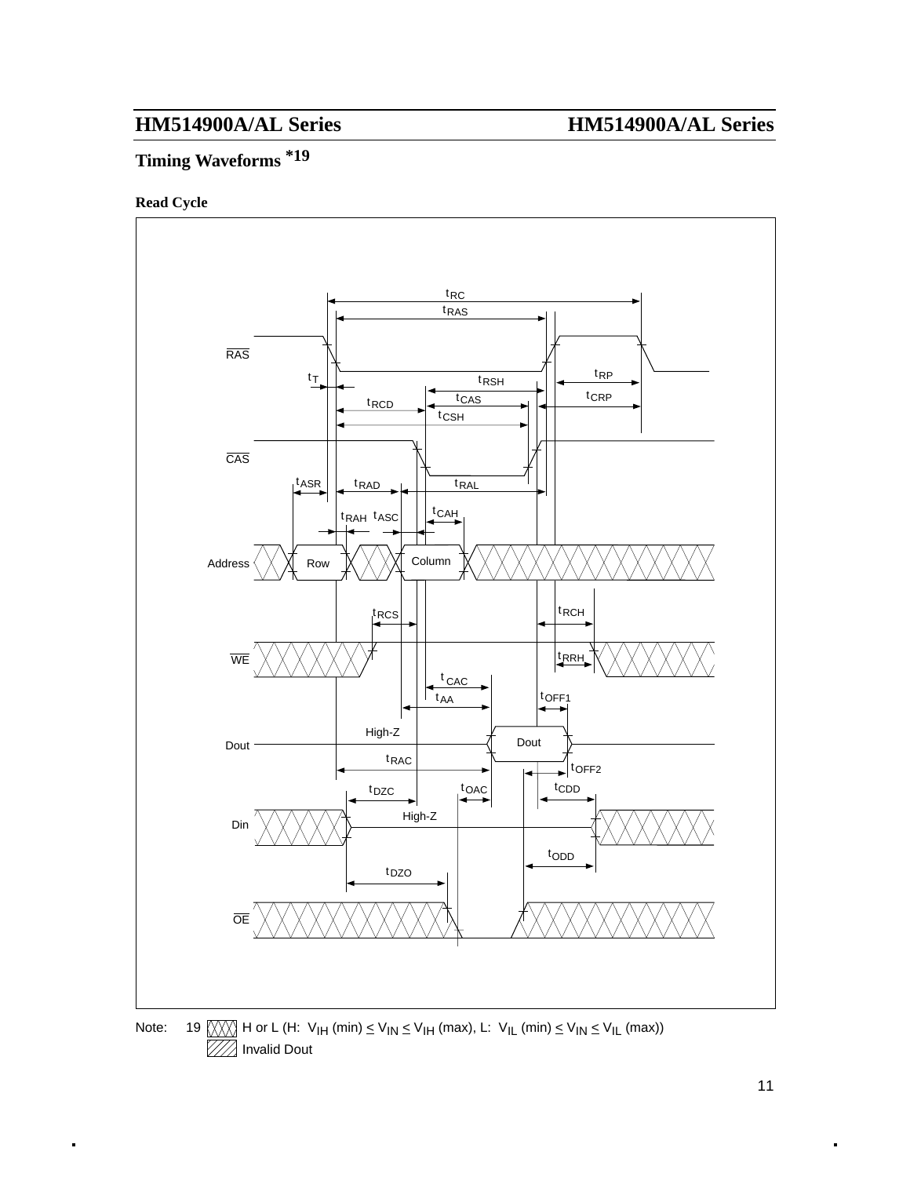## Timing Waveforms *19

### Read Cycle

Note: 19 ⊠ H or L (H: $V_{IH}$ (min) ≤ $V_{IN}$ ≤ $V_{IH}$ (max), L: $V_{IL}$ (min) ≤ $V_{IN}$ ≤ $V_{IL}$ (max))

▨ Invalid Dout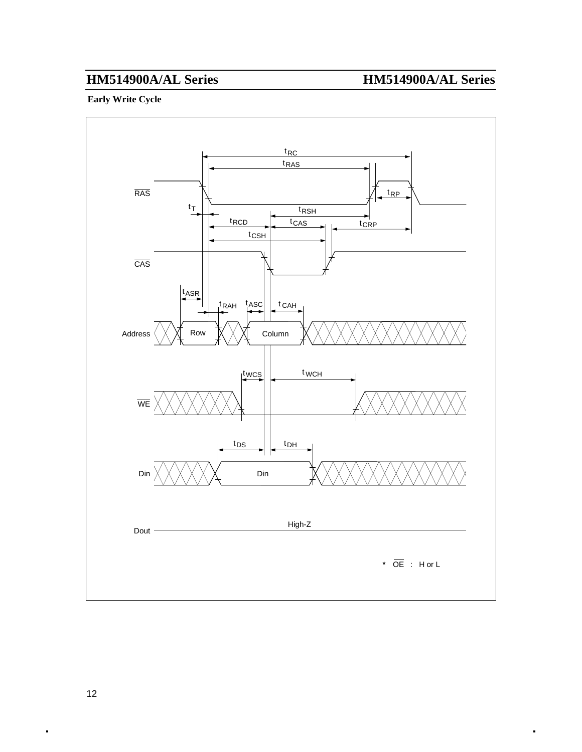## Early Write Cycle

RAS, CAS, Address (Row, Column), WE, Din, Dout (High-Z)

$t_{RC}$, $t_{RAS}$, $t_{RP}$, $t_T$, $t_{RSH}$, $t_{RCD}$, $t_{CAS}$, $t_{CRP}$, $t_{CSH}$, $t_{ASR}$, $t_{RAH}$, $t_{ASC}$, $t_{CAH}$, $t_{WCS}$, $t_{WCH}$, $t_{DS}$, $t_{DH}$

* OE : H or L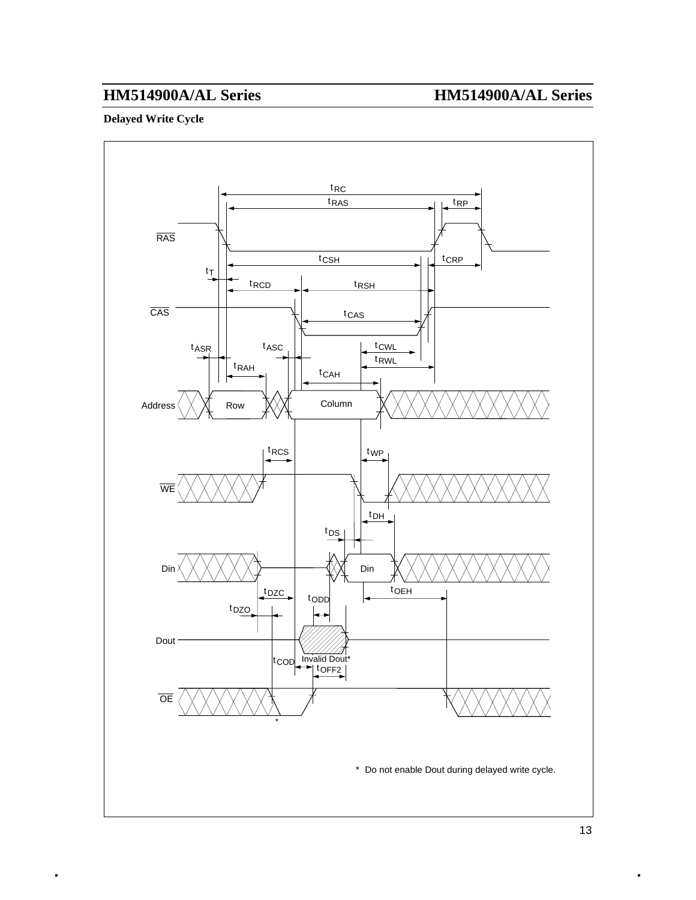**Delayed Write Cycle**

\* Do not enable Dout during delayed write cycle.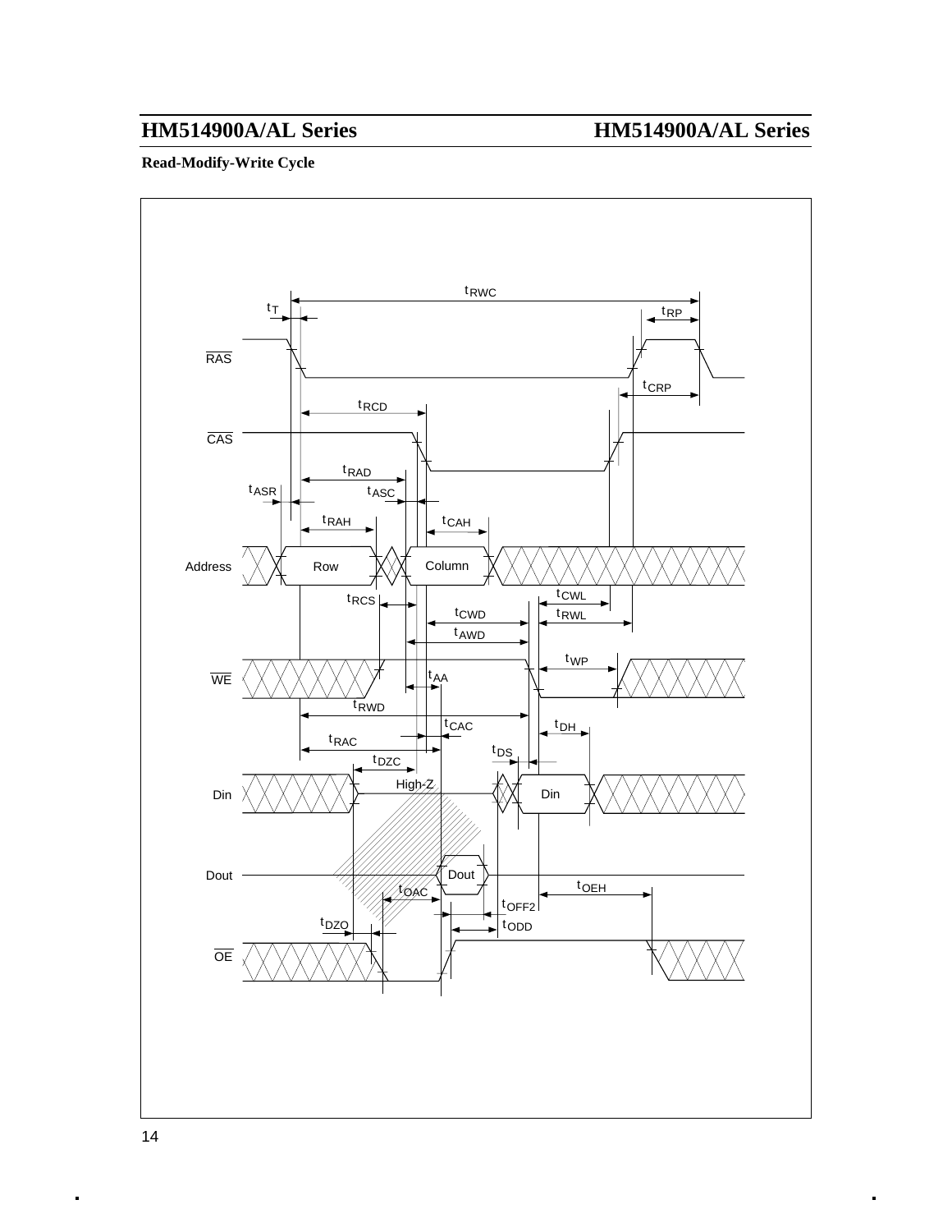**Read-Modify-Write Cycle**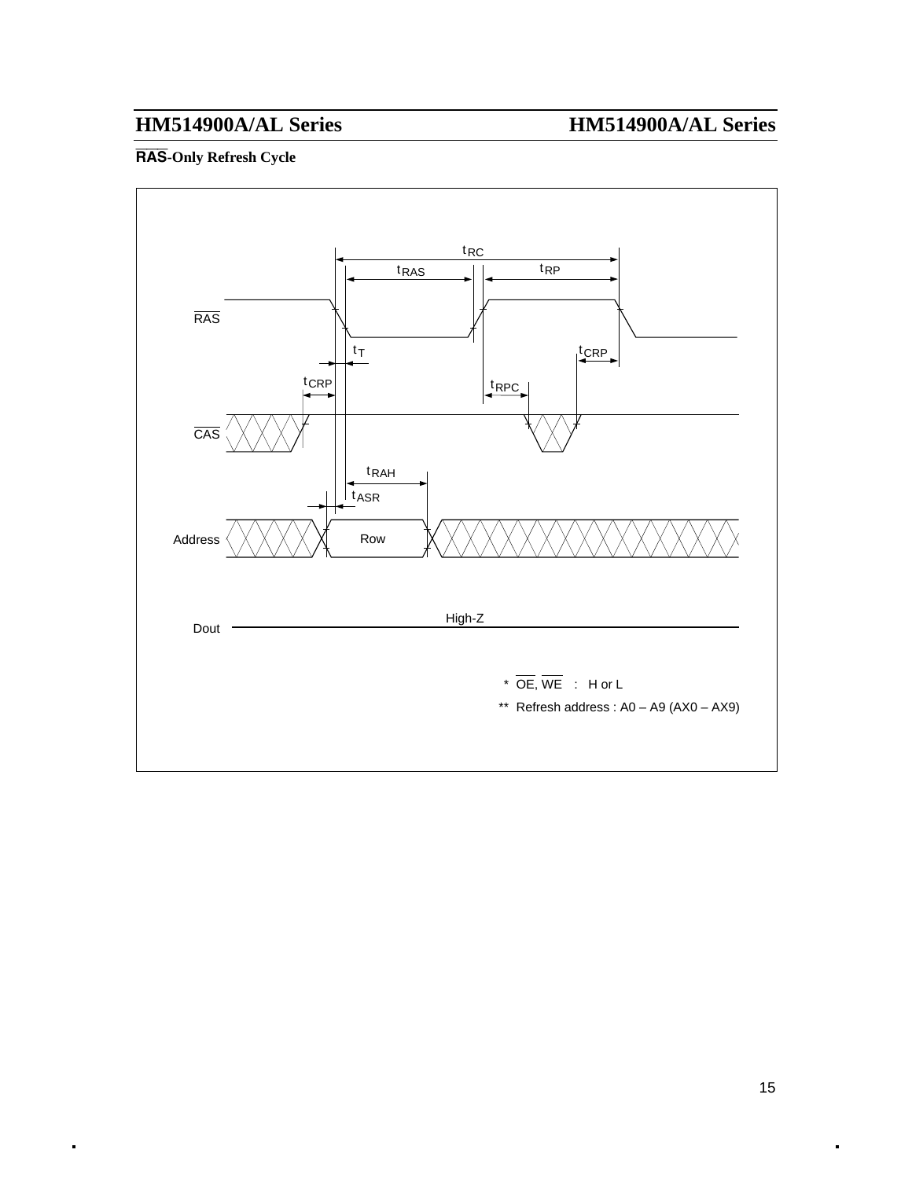## $\overline{\text{RAS}}$-Only Refresh Cycle

$t_{RC}$

$t_{RAS}$ $t_{RP}$

$\overline{\text{RAS}}$

$t_T$ $t_{CRP}$

$t_{CRP}$ $t_{RPC}$

$\overline{\text{CAS}}$

$t_{RAH}$

$t_{ASR}$

Address Row

Dout High-Z

\* $\overline{\text{OE}}$, $\overline{\text{WE}}$ : H or L

\*\* Refresh address : A0 – A9 (AX0 – AX9)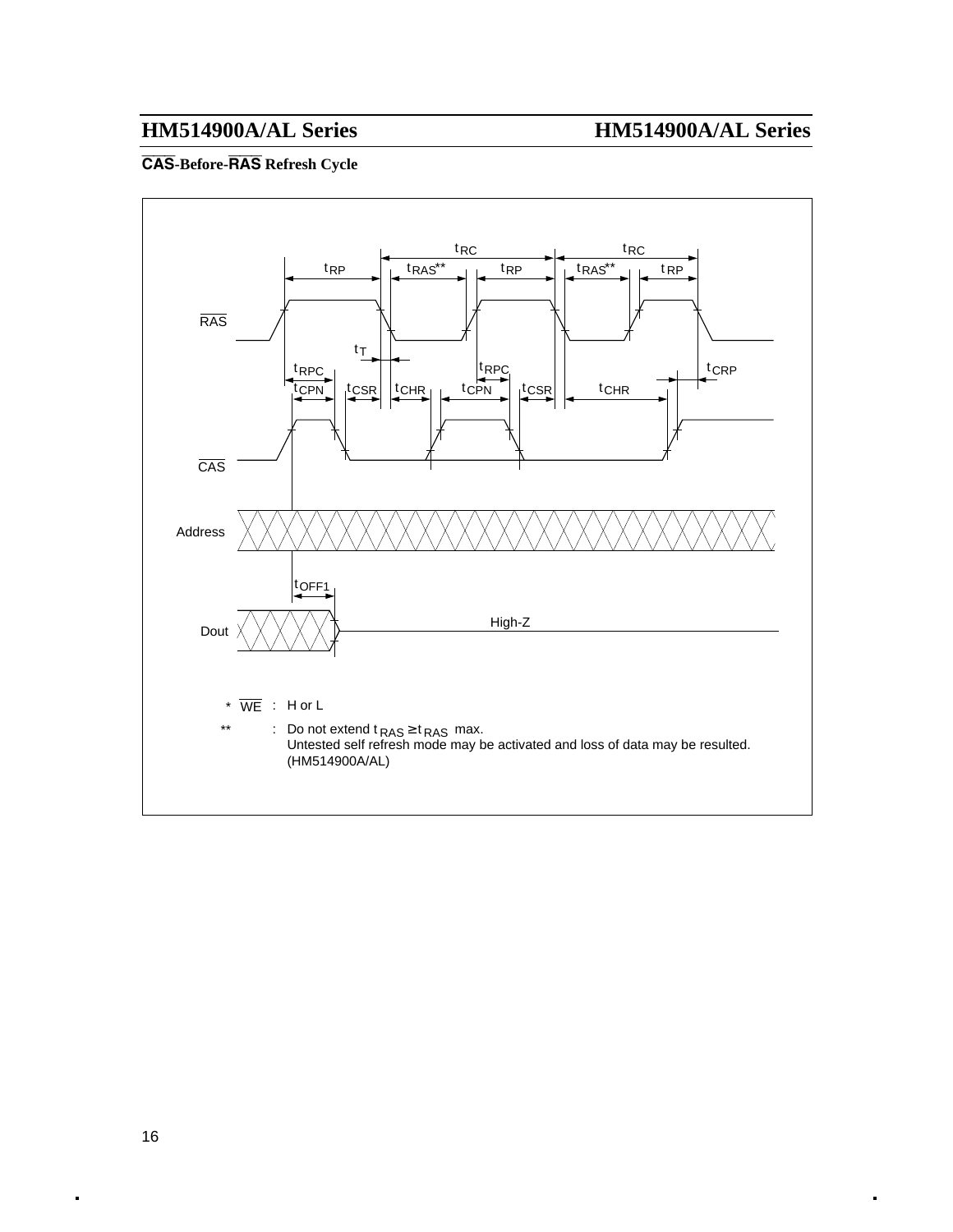### $\overline{CAS}$-Before-$\overline{RAS}$ Refresh Cycle

\* $\overline{WE}$ : H or L

\*\* : Do not extend $t_{RAS} \geq t_{RAS}$ max.
Untested self refresh mode may be activated and loss of data may be resulted.
(HM514900A/AL)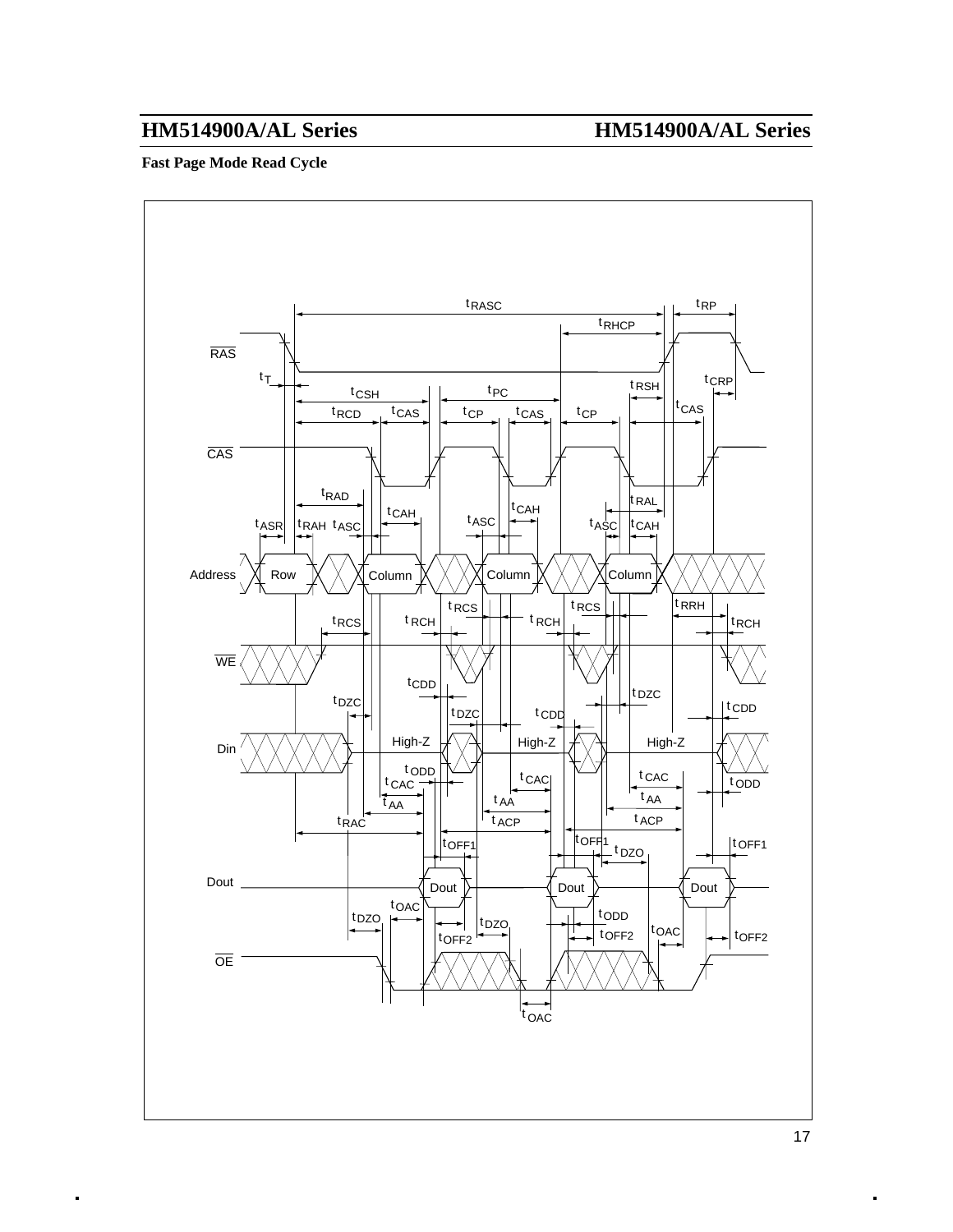**Fast Page Mode Read Cycle**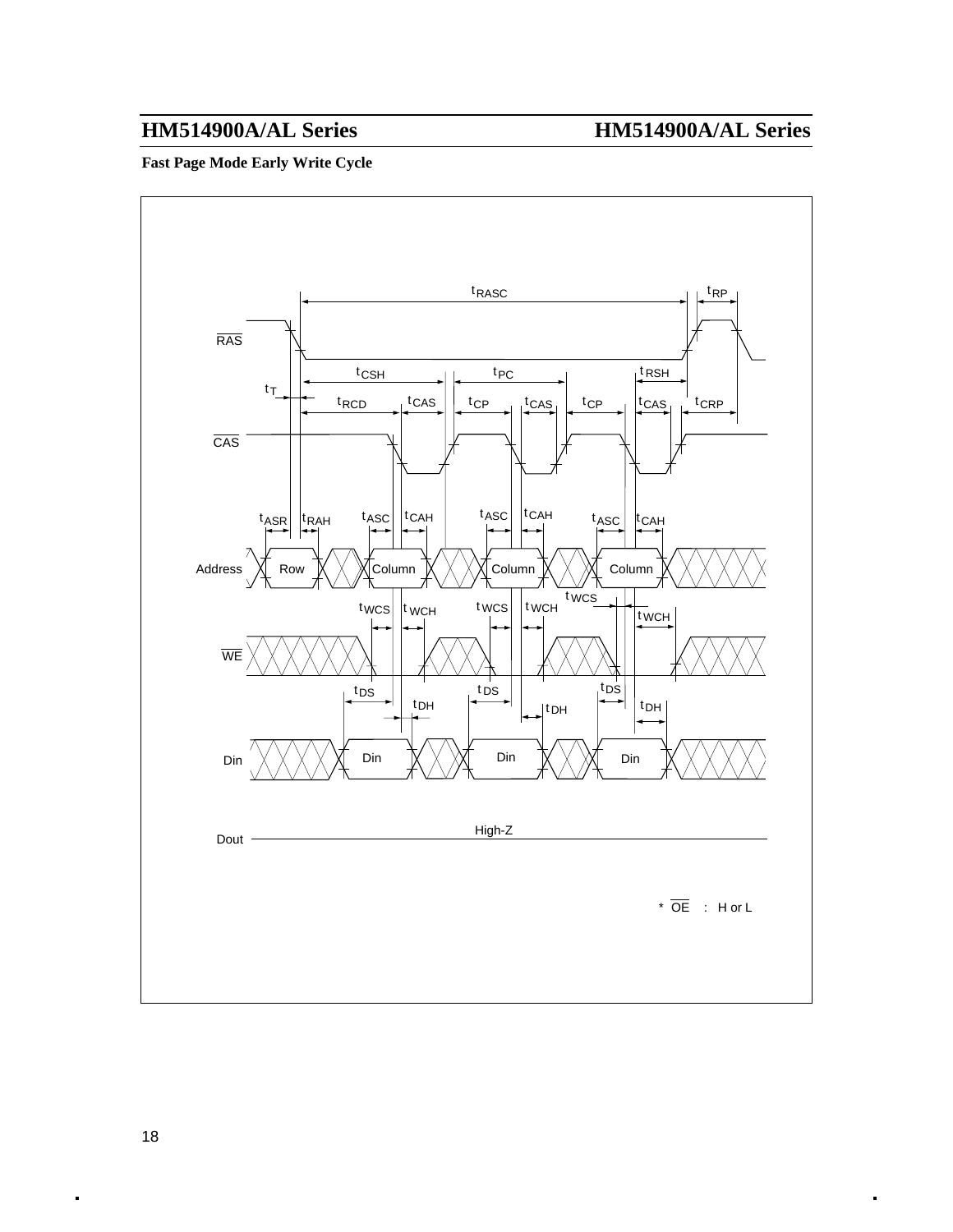**Fast Page Mode Early Write Cycle**

$t_{RASC}$ $t_{RP}$

RAS

$t_{CSH}$ $t_{PC}$ $t_{RSH}$

$t_T$ $t_{RCD}$ $t_{CAS}$ $t_{CP}$ $t_{CAS}$ $t_{CP}$ $t_{CAS}$ $t_{CRP}$

CAS

$t_{ASR}$ $t_{RAH}$ $t_{ASC}$ $t_{CAH}$ $t_{ASC}$ $t_{CAH}$ $t_{ASC}$ $t_{CAH}$

Address Row Column Column Column

$t_{WCS}$ $t_{WCH}$ $t_{WCS}$ $t_{WCH}$ $t_{WCS}$ $t_{WCH}$

WE

$t_{DS}$ $t_{DH}$ $t_{DS}$ $t_{DH}$ $t_{DS}$ $t_{DH}$

Din Din Din Din

Dout High-Z

* OE : H or L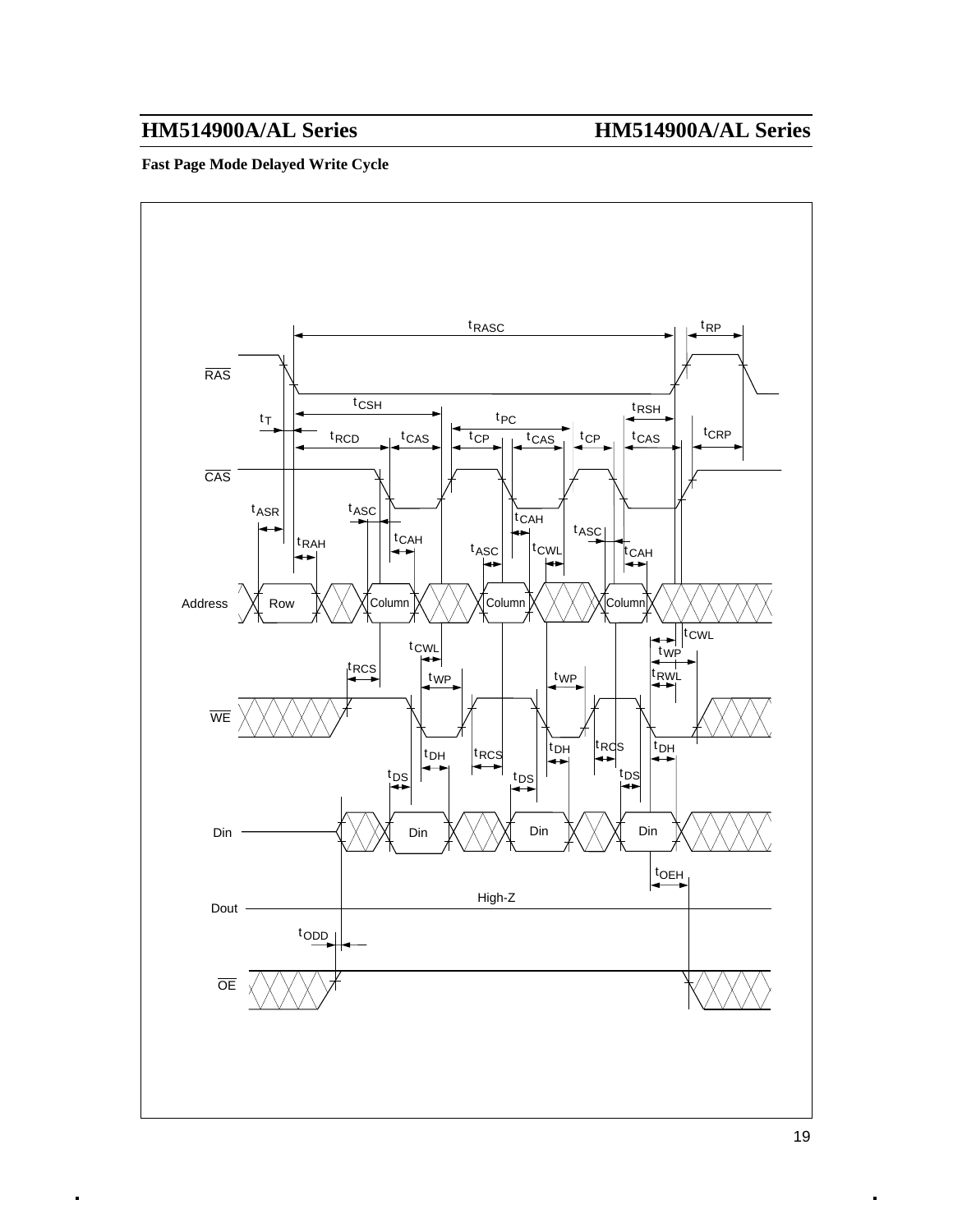**Fast Page Mode Delayed Write Cycle**

RAS

CAS

Address

WE

Din

Dout

OE

$t_{RASC}$ $t_{RP}$ $t_{CSH}$ $t_{RSH}$ $t_T$ $t_{PC}$ $t_{RCD}$ $t_{CAS}$ $t_{CP}$ $t_{CAS}$ $t_{CP}$ $t_{CAS}$ $t_{CRP}$ $t_{ASR}$ $t_{ASC}$ $t_{CAH}$ $t_{RAH}$ $t_{CAH}$ $t_{ASC}$ $t_{ASC}$ $t_{CWL}$ $t_{CAH}$

Row Column Column Column

$t_{CWL}$ $t_{CWL}$ $t_{WP}$ $t_{RCS}$ $t_{WP}$ $t_{WP}$ $t_{RWL}$ $t_{DH}$ $t_{RCS}$ $t_{DH}$ $t_{RCS}$ $t_{DH}$ $t_{DS}$ $t_{DS}$ $t_{DS}$

Din Din Din

$t_{OEH}$

High-Z

$t_{ODD}$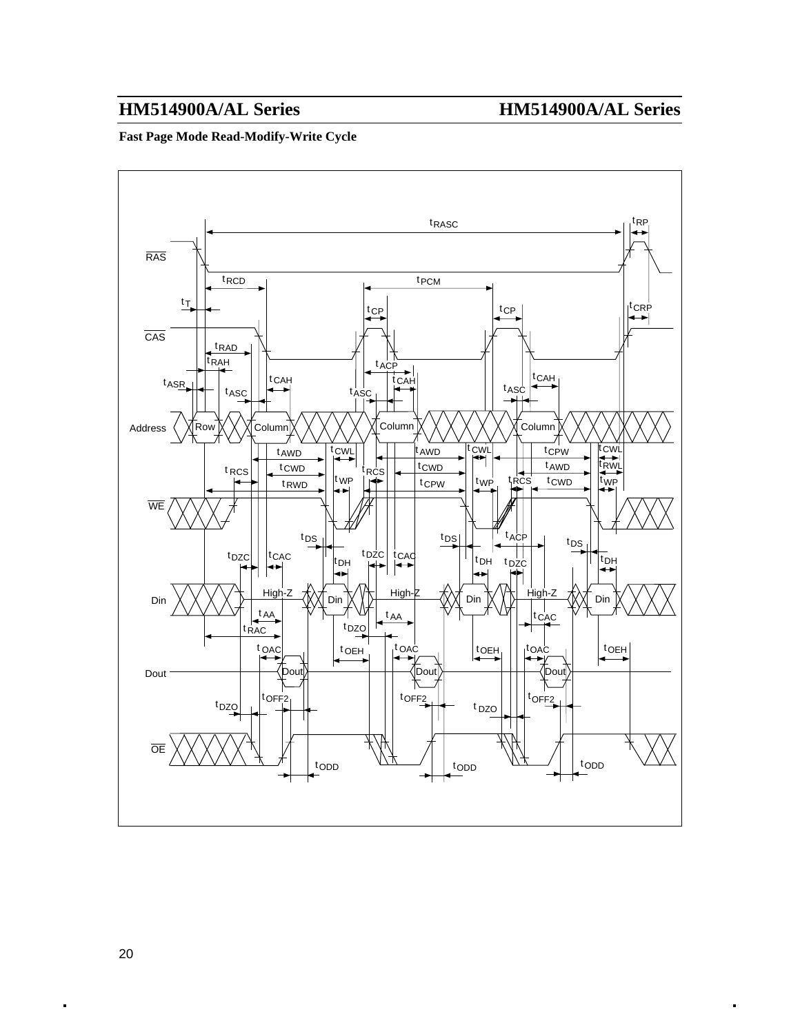**Fast Page Mode Read-Modify-Write Cycle**

RAS

CAS

Address

WE

Din

Dout

OE

$t_{RASC}$

$t_{RP}$

$t_{RCD}$

$t_{PCM}$

$t_T$

$t_{CP}$

$t_{CP}$

$t_{CRP}$

$t_{RAD}$

$t_{RAH}$

$t_{ACP}$

$t_{ASR}$

$t_{CAH}$

$t_{CAH}$

$t_{CAH}$

$t_{ASC}$

$t_{ASC}$

$t_{ASC}$

Row

Column

Column

Column

$t_{AWD}$

$t_{CWL}$

$t_{AWD}$

$t_{CWL}$

$t_{CPW}$

$t_{CWL}$

$t_{RCS}$

$t_{CWD}$

$t_{RCS}$

$t_{CWD}$

$t_{AWD}$

$t_{RWL}$

$t_{RWD}$

$t_{WP}$

$t_{CPW}$

$t_{WP}$

$t_{RCS}$

$t_{CWD}$

$t_{WP}$

$t_{DS}$

$t_{DS}$

$t_{ACP}$

$t_{DS}$

$t_{DZC}$

$t_{CAC}$

$t_{DZC}$

$t_{CAC}$

$t_{DH}$

$t_{DH}$

$t_{DZC}$

$t_{DH}$

High-Z

Din

High-Z

Din

High-Z

Din

$t_{AA}$

$t_{AA}$

$t_{CAC}$

$t_{RAC}$

$t_{DZO}$

$t_{OAC}$

$t_{OEH}$

$t_{OAC}$

$t_{OEH}$

$t_{OAC}$

$t_{OEH}$

Dout

Dout

Dout

$t_{DZO}$

$t_{OFF2}$

$t_{OFF2}$

$t_{DZO}$

$t_{OFF2}$

$t_{ODD}$

$t_{ODD}$

$t_{ODD}$